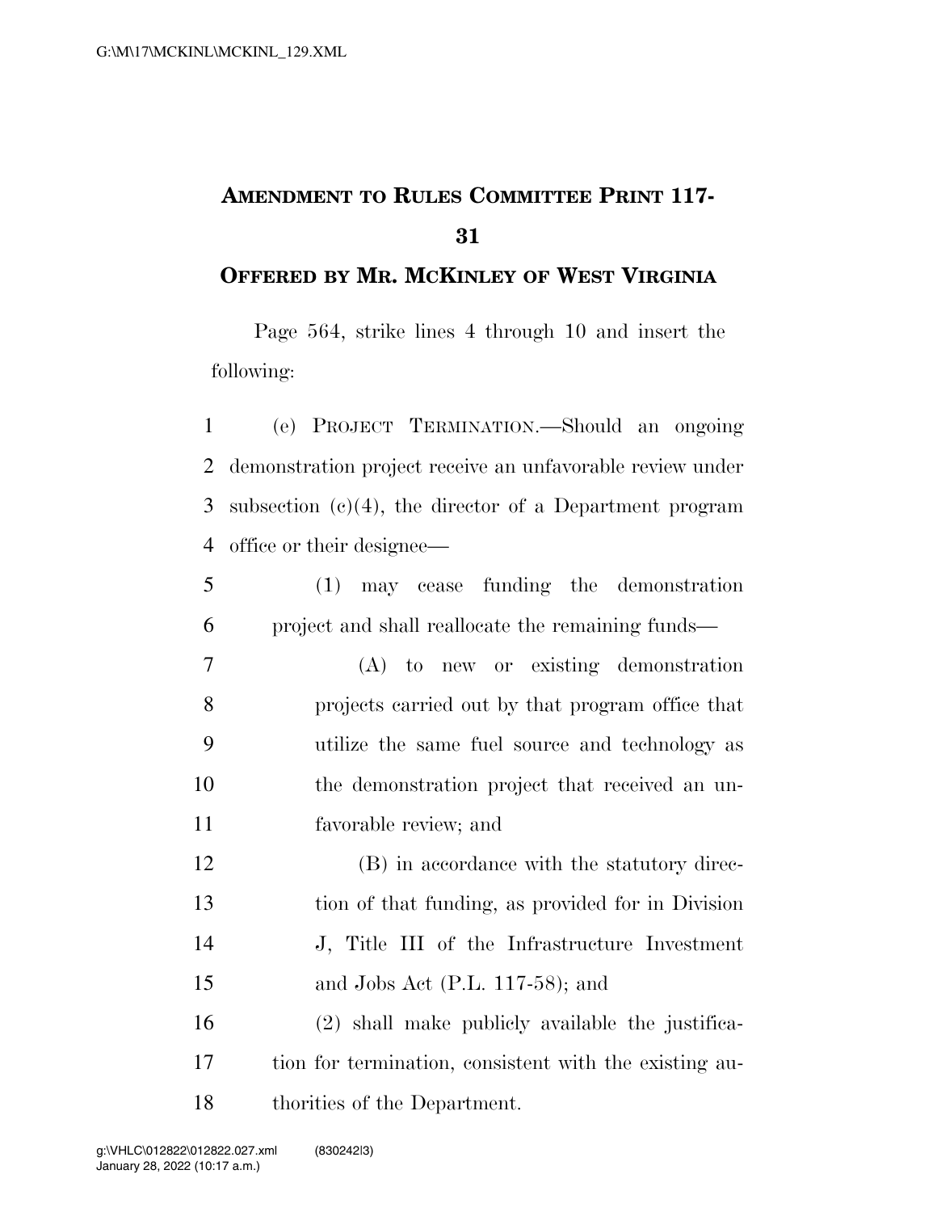# AMENDMENT TO RULES COMMITTEE PRINT 117-31

## OFFERED BY MR. MCKINLEY OF WEST VIRGINIA

Page 564, strike lines 4 through 10 and insert the following:

(e) PROJECT TERMINATION.—Should an ongoing demonstration project receive an unfavorable review under subsection (c)(4), the director of a Department program office or their designee—

(1) may cease funding the demonstration project and shall reallocate the remaining funds—

(A) to new or existing demonstration projects carried out by that program office that utilize the same fuel source and technology as the demonstration project that received an unfavorable review; and

(B) in accordance with the statutory direction of that funding, as provided for in Division J, Title III of the Infrastructure Investment and Jobs Act (P.L. 117-58); and

(2) shall make publicly available the justification for termination, consistent with the existing authorities of the Department.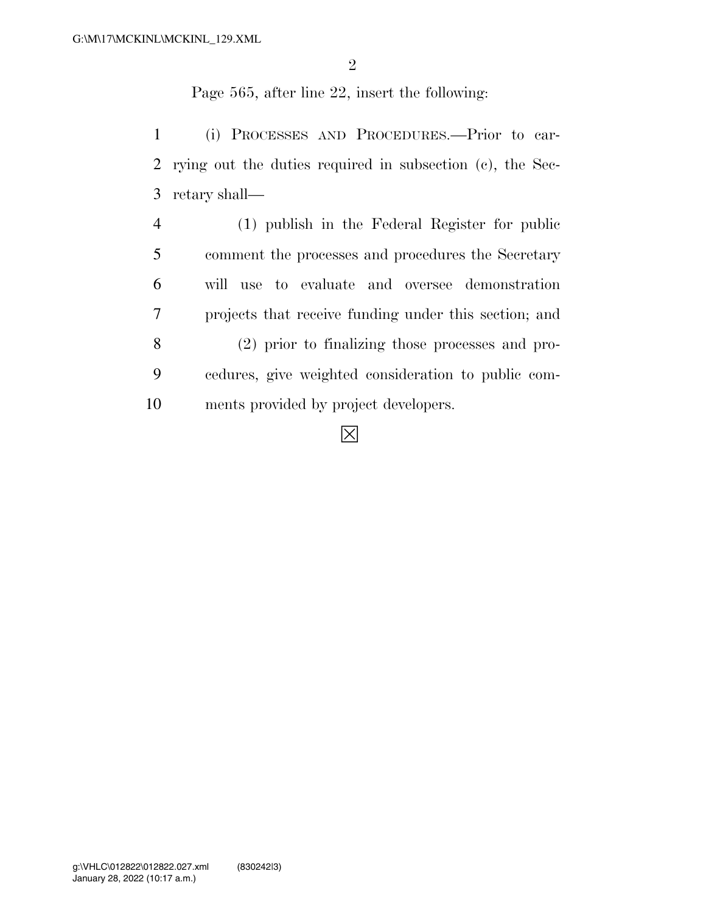Page 565, after line 22, insert the following:

(i) PROCESSES AND PROCEDURES.—Prior to carrying out the duties required in subsection (c), the Secretary shall—

(1) publish in the Federal Register for public comment the processes and procedures the Secretary will use to evaluate and oversee demonstration projects that receive funding under this section; and

(2) prior to finalizing those processes and procedures, give weighted consideration to public comments provided by project developers.

☒